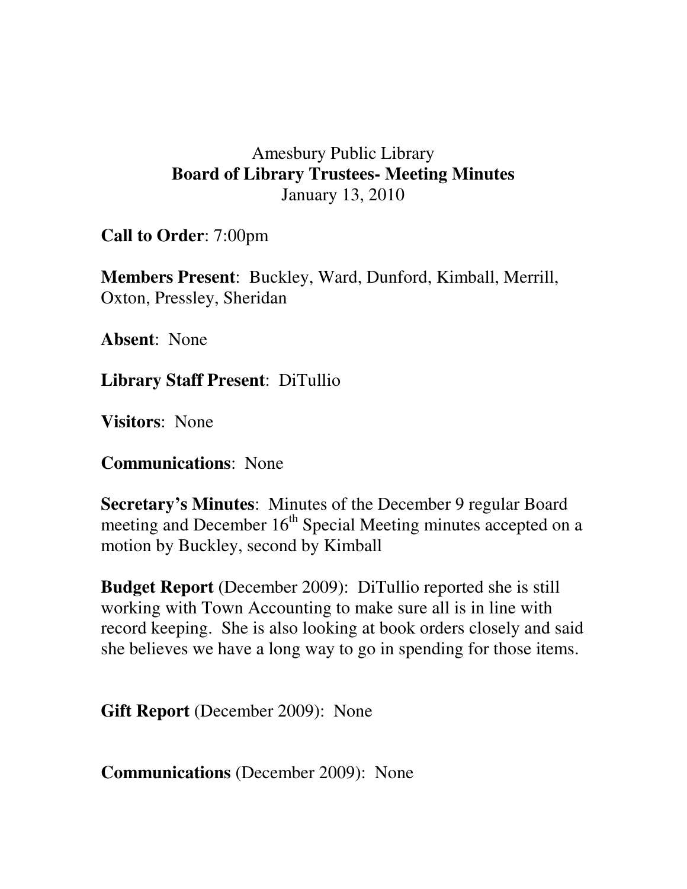Amesbury Public Library

**Board of Library Trustees- Meeting Minutes**

January 13, 2010

**Call to Order**: 7:00pm

**Members Present**: Buckley, Ward, Dunford, Kimball, Merrill, Oxton, Pressley, Sheridan

**Absent**: None

**Library Staff Present**: DiTullio

**Visitors**: None

**Communications**: None

**Secretary's Minutes**: Minutes of the December 9 regular Board meeting and December 16th Special Meeting minutes accepted on a motion by Buckley, second by Kimball

**Budget Report** (December 2009): DiTullio reported she is still working with Town Accounting to make sure all is in line with record keeping. She is also looking at book orders closely and said she believes we have a long way to go in spending for those items.

**Gift Report** (December 2009): None

**Communications** (December 2009): None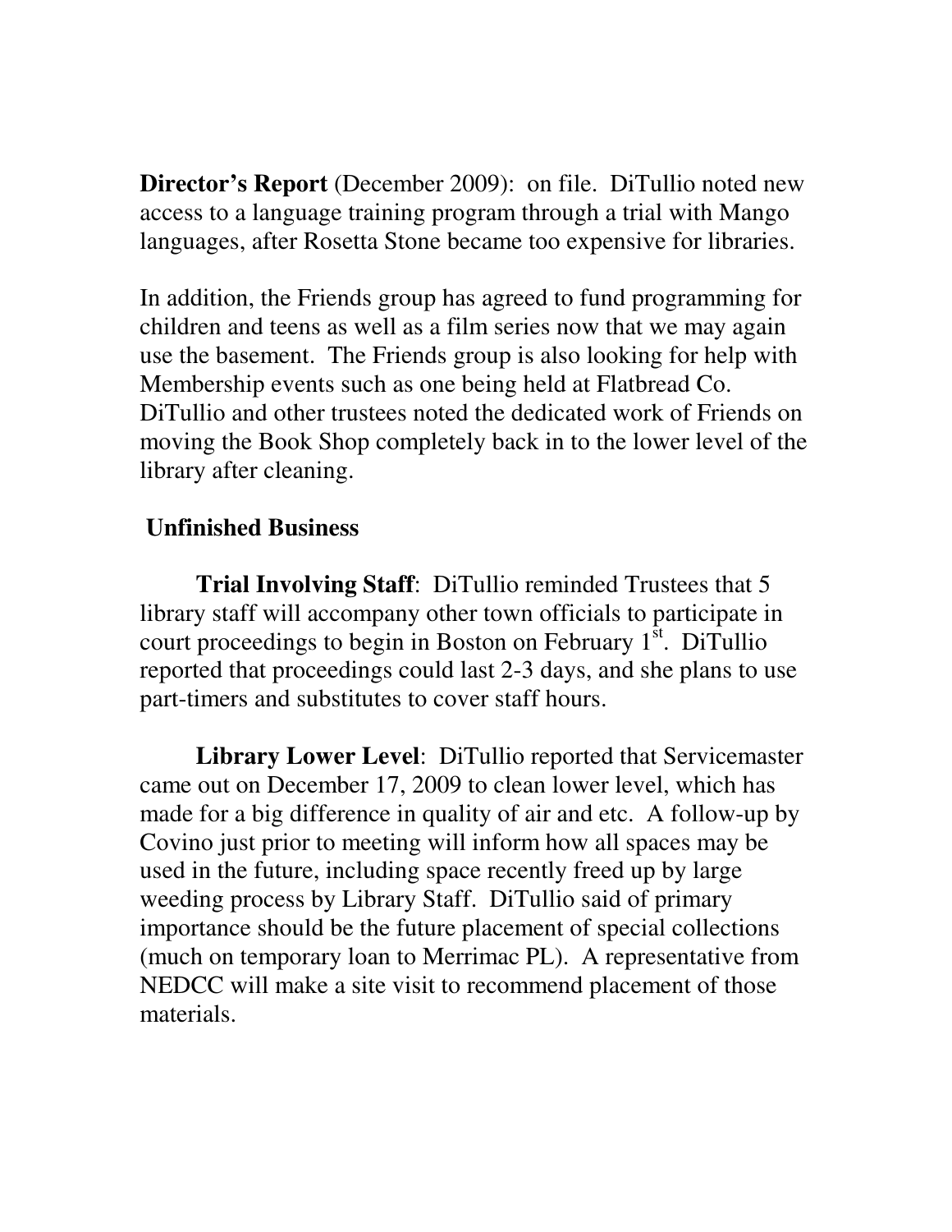**Director's Report** (December 2009): on file. DiTullio noted new access to a language training program through a trial with Mango languages, after Rosetta Stone became too expensive for libraries.

In addition, the Friends group has agreed to fund programming for children and teens as well as a film series now that we may again use the basement. The Friends group is also looking for help with Membership events such as one being held at Flatbread Co. DiTullio and other trustees noted the dedicated work of Friends on moving the Book Shop completely back in to the lower level of the library after cleaning.

**Unfinished Business**

**Trial Involving Staff**: DiTullio reminded Trustees that 5 library staff will accompany other town officials to participate in court proceedings to begin in Boston on February 1st. DiTullio reported that proceedings could last 2-3 days, and she plans to use part-timers and substitutes to cover staff hours.

**Library Lower Level**: DiTullio reported that Servicemaster came out on December 17, 2009 to clean lower level, which has made for a big difference in quality of air and etc. A follow-up by Covino just prior to meeting will inform how all spaces may be used in the future, including space recently freed up by large weeding process by Library Staff. DiTullio said of primary importance should be the future placement of special collections (much on temporary loan to Merrimac PL). A representative from NEDCC will make a site visit to recommend placement of those materials.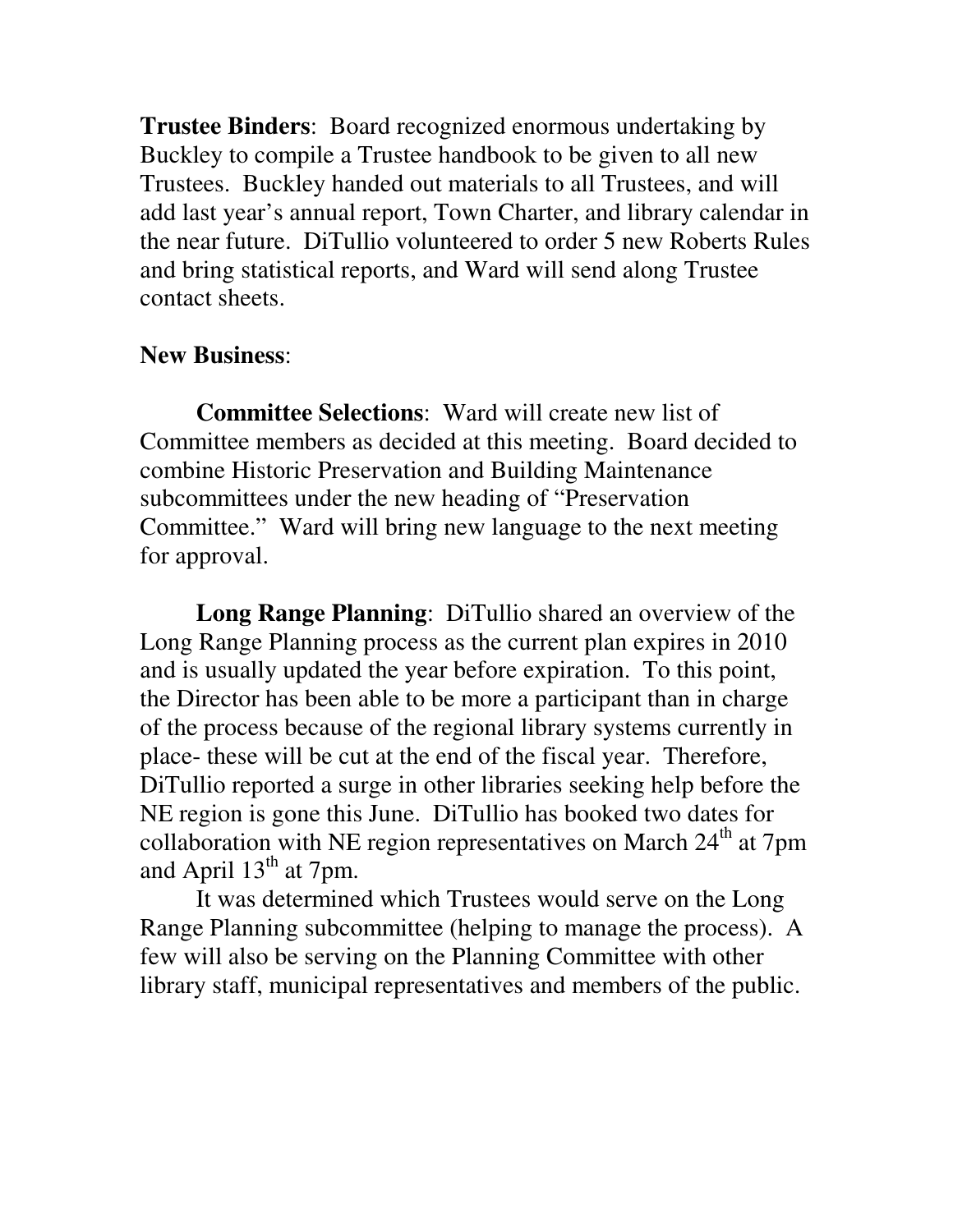**Trustee Binders**: Board recognized enormous undertaking by Buckley to compile a Trustee handbook to be given to all new Trustees. Buckley handed out materials to all Trustees, and will add last year's annual report, Town Charter, and library calendar in the near future. DiTullio volunteered to order 5 new Roberts Rules and bring statistical reports, and Ward will send along Trustee contact sheets.

**New Business**:

**Committee Selections**: Ward will create new list of Committee members as decided at this meeting. Board decided to combine Historic Preservation and Building Maintenance subcommittees under the new heading of "Preservation Committee." Ward will bring new language to the next meeting for approval.

**Long Range Planning**: DiTullio shared an overview of the Long Range Planning process as the current plan expires in 2010 and is usually updated the year before expiration. To this point, the Director has been able to be more a participant than in charge of the process because of the regional library systems currently in place- these will be cut at the end of the fiscal year. Therefore, DiTullio reported a surge in other libraries seeking help before the NE region is gone this June. DiTullio has booked two dates for collaboration with NE region representatives on March 24th at 7pm and April 13th at 7pm.

It was determined which Trustees would serve on the Long Range Planning subcommittee (helping to manage the process). A few will also be serving on the Planning Committee with other library staff, municipal representatives and members of the public.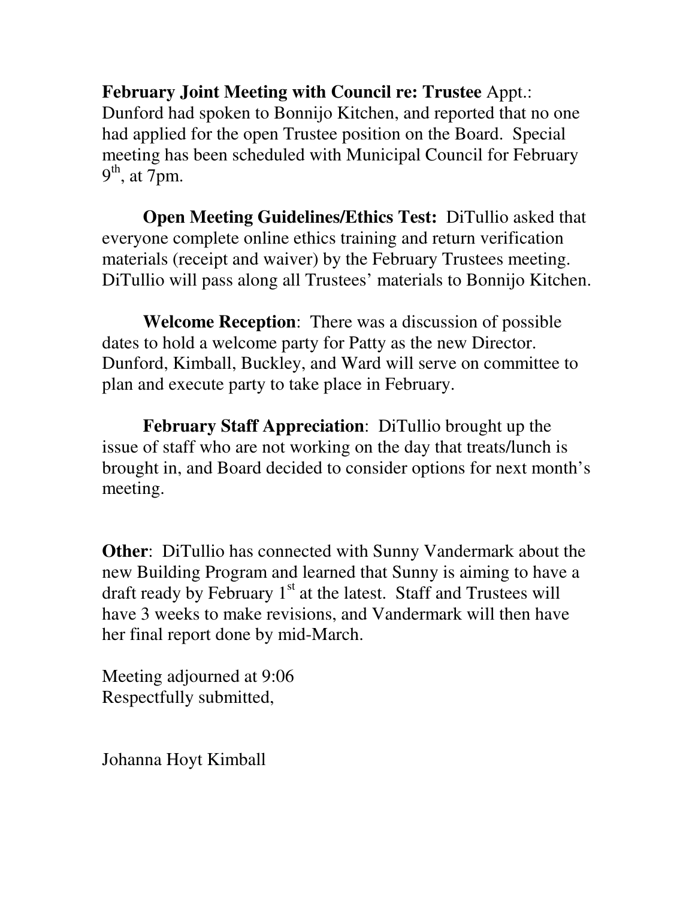**February Joint Meeting with Council re: Trustee** Appt.: Dunford had spoken to Bonnijo Kitchen, and reported that no one had applied for the open Trustee position on the Board. Special meeting has been scheduled with Municipal Council for February 9th, at 7pm.

**Open Meeting Guidelines/Ethics Test:** DiTullio asked that everyone complete online ethics training and return verification materials (receipt and waiver) by the February Trustees meeting. DiTullio will pass along all Trustees' materials to Bonnijo Kitchen.

**Welcome Reception**: There was a discussion of possible dates to hold a welcome party for Patty as the new Director. Dunford, Kimball, Buckley, and Ward will serve on committee to plan and execute party to take place in February.

**February Staff Appreciation**: DiTullio brought up the issue of staff who are not working on the day that treats/lunch is brought in, and Board decided to consider options for next month's meeting.

**Other**: DiTullio has connected with Sunny Vandermark about the new Building Program and learned that Sunny is aiming to have a draft ready by February 1st at the latest. Staff and Trustees will have 3 weeks to make revisions, and Vandermark will then have her final report done by mid-March.

Meeting adjourned at 9:06
Respectfully submitted,

Johanna Hoyt Kimball